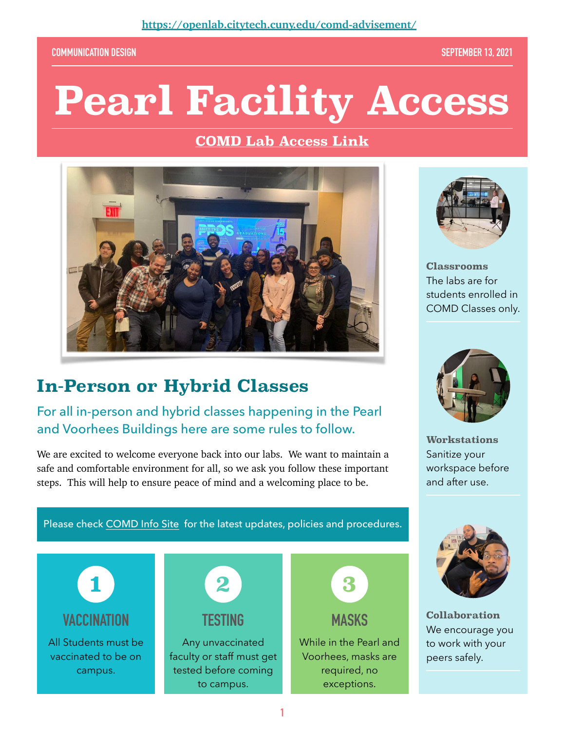https://openlab.citytech.cuny.edu/comd-advisement/

COMMUNICATION DESIGN

SEPTEMBER 13, 2021

# Pearl Facility Access

**COMD Lab Access Link**

## In-Person or Hybrid Classes

For all in-person and hybrid classes happening in the Pearl and Voorhees Buildings here are some rules to follow.

We are excited to welcome everyone back into our labs. We want to maintain a safe and comfortable environment for all, so we ask you follow these important steps. This will help to ensure peace of mind and a welcoming place to be.

Please check COMD Info Site for the latest updates, policies and procedures.

### 1 VACCINATION

All Students must be vaccinated to be on campus.

### 2 TESTING

Any unvaccinated faculty or staff must get tested before coming to campus.

### 3 MASKS

While in the Pearl and Voorhees, masks are required, no exceptions.

**Classrooms**
The labs are for students enrolled in COMD Classes only.

**Workstations**
Sanitize your workspace before and after use.

**Collaboration**
We encourage you to work with your peers safely.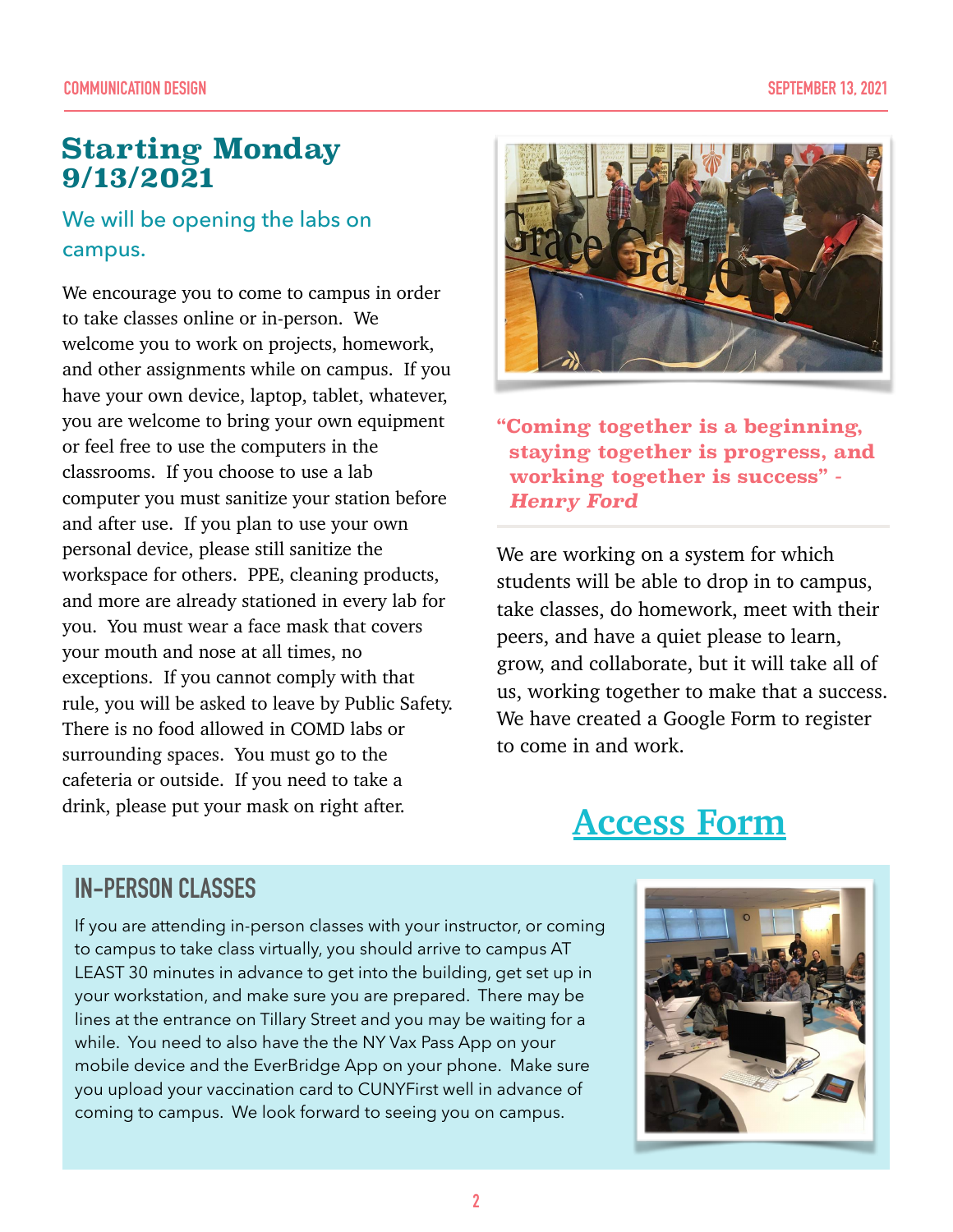# Starting Monday 9/13/2021

## We will be opening the labs on campus.

We encourage you to come to campus in order to take classes online or in-person. We welcome you to work on projects, homework, and other assignments while on campus. If you have your own device, laptop, tablet, whatever, you are welcome to bring your own equipment or feel free to use the computers in the classrooms. If you choose to use a lab computer you must sanitize your station before and after use. If you plan to use your own personal device, please still sanitize the workspace for others. PPE, cleaning products, and more are already stationed in every lab for you. You must wear a face mask that covers your mouth and nose at all times, no exceptions. If you cannot comply with that rule, you will be asked to leave by Public Safety. There is no food allowed in COMD labs or surrounding spaces. You must go to the cafeteria or outside. If you need to take a drink, please put your mask on right after.

**"Coming together is a beginning, staying together is progress, and working together is success" - *Henry Ford***

We are working on a system for which students will be able to drop in to campus, take classes, do homework, meet with their peers, and have a quiet please to learn, grow, and collaborate, but it will take all of us, working together to make that a success. We have created a Google Form to register to come in and work.

## Access Form

## IN-PERSON CLASSES

If you are attending in-person classes with your instructor, or coming to campus to take class virtually, you should arrive to campus AT LEAST 30 minutes in advance to get into the building, get set up in your workstation, and make sure you are prepared. There may be lines at the entrance on Tillary Street and you may be waiting for a while. You need to also have the the NY Vax Pass App on your mobile device and the EverBridge App on your phone. Make sure you upload your vaccination card to CUNYFirst well in advance of coming to campus. We look forward to seeing you on campus.